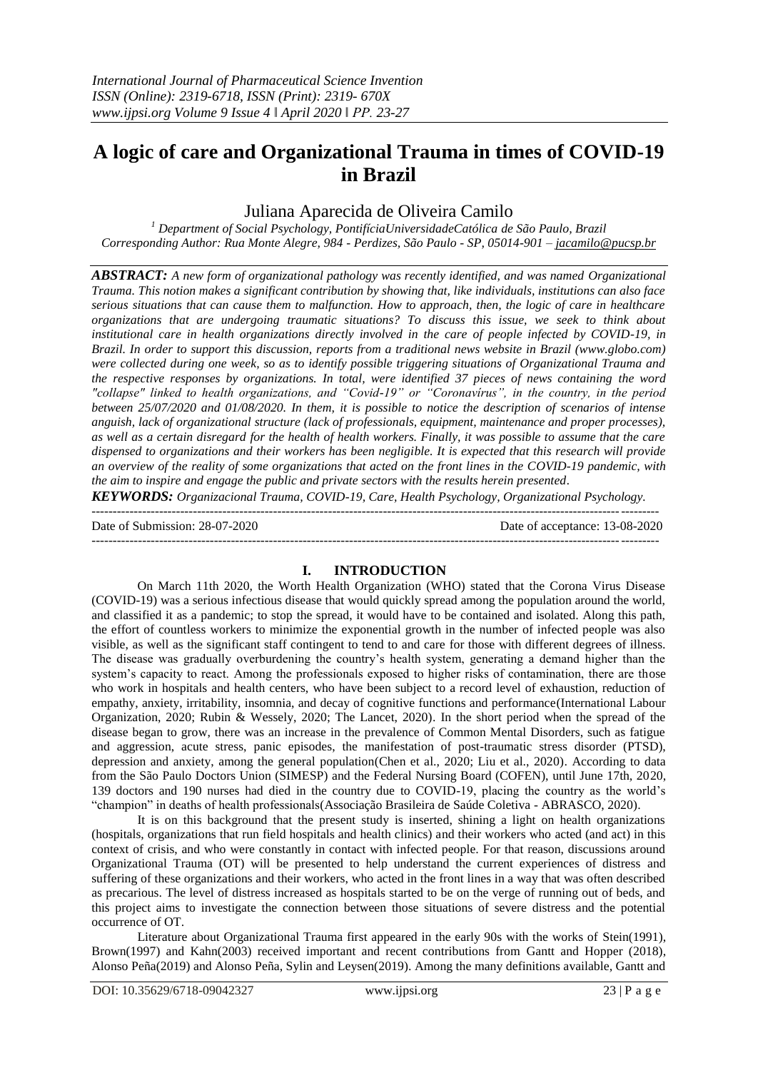# A logic of care and Organizational Trauma in times of COVID-19 in Brazil

Juliana Aparecida de Oliveira Camilo

[1] *Department of Social Psychology, PontifíciaUniversidadeCatólica de São Paulo, Brazil*
*Corresponding Author: Rua Monte Alegre, 984 - Perdizes, São Paulo - SP, 05014-901 – jacamilo@pucsp.br*

***ABSTRACT:*** *A new form of organizational pathology was recently identified, and was named Organizational Trauma. This notion makes a significant contribution by showing that, like individuals, institutions can also face serious situations that can cause them to malfunction. How to approach, then, the logic of care in healthcare organizations that are undergoing traumatic situations? To discuss this issue, we seek to think about institutional care in health organizations directly involved in the care of people infected by COVID-19, in Brazil. In order to support this discussion, reports from a traditional news website in Brazil (www.globo.com) were collected during one week, so as to identify possible triggering situations of Organizational Trauma and the respective responses by organizations. In total, were identified 37 pieces of news containing the word "collapse" linked to health organizations, and "Covid-19" or "Coronavirus", in the country, in the period between 25/07/2020 and 01/08/2020. In them, it is possible to notice the description of scenarios of intense anguish, lack of organizational structure (lack of professionals, equipment, maintenance and proper processes), as well as a certain disregard for the health of health workers. Finally, it was possible to assume that the care dispensed to organizations and their workers has been negligible. It is expected that this research will provide an overview of the reality of some organizations that acted on the front lines in the COVID-19 pandemic, with the aim to inspire and engage the public and private sectors with the results herein presented.*

***KEYWORDS:*** *Organizacional Trauma, COVID-19, Care, Health Psychology, Organizational Psychology.*

---

Date of Submission: 28-07-2020 | Date of acceptance: 13-08-2020

---

## I. INTRODUCTION

On March 11th 2020, the Worth Health Organization (WHO) stated that the Corona Virus Disease (COVID-19) was a serious infectious disease that would quickly spread among the population around the world, and classified it as a pandemic; to stop the spread, it would have to be contained and isolated. Along this path, the effort of countless workers to minimize the exponential growth in the number of infected people was also visible, as well as the significant staff contingent to tend to and care for those with different degrees of illness. The disease was gradually overburdening the country's health system, generating a demand higher than the system's capacity to react. Among the professionals exposed to higher risks of contamination, there are those who work in hospitals and health centers, who have been subject to a record level of exhaustion, reduction of empathy, anxiety, irritability, insomnia, and decay of cognitive functions and performance(International Labour Organization, 2020; Rubin & Wessely, 2020; The Lancet, 2020). In the short period when the spread of the disease began to grow, there was an increase in the prevalence of Common Mental Disorders, such as fatigue and aggression, acute stress, panic episodes, the manifestation of post-traumatic stress disorder (PTSD), depression and anxiety, among the general population(Chen et al., 2020; Liu et al., 2020). According to data from the São Paulo Doctors Union (SIMESP) and the Federal Nursing Board (COFEN), until June 17th, 2020, 139 doctors and 190 nurses had died in the country due to COVID-19, placing the country as the world's "champion" in deaths of health professionals(Associação Brasileira de Saúde Coletiva - ABRASCO, 2020).

It is on this background that the present study is inserted, shining a light on health organizations (hospitals, organizations that run field hospitals and health clinics) and their workers who acted (and act) in this context of crisis, and who were constantly in contact with infected people. For that reason, discussions around Organizational Trauma (OT) will be presented to help understand the current experiences of distress and suffering of these organizations and their workers, who acted in the front lines in a way that was often described as precarious. The level of distress increased as hospitals started to be on the verge of running out of beds, and this project aims to investigate the connection between those situations of severe distress and the potential occurrence of OT.

Literature about Organizational Trauma first appeared in the early 90s with the works of Stein(1991), Brown(1997) and Kahn(2003) received important and recent contributions from Gantt and Hopper (2018), Alonso Peña(2019) and Alonso Peña, Sylin and Leysen(2019). Among the many definitions available, Gantt and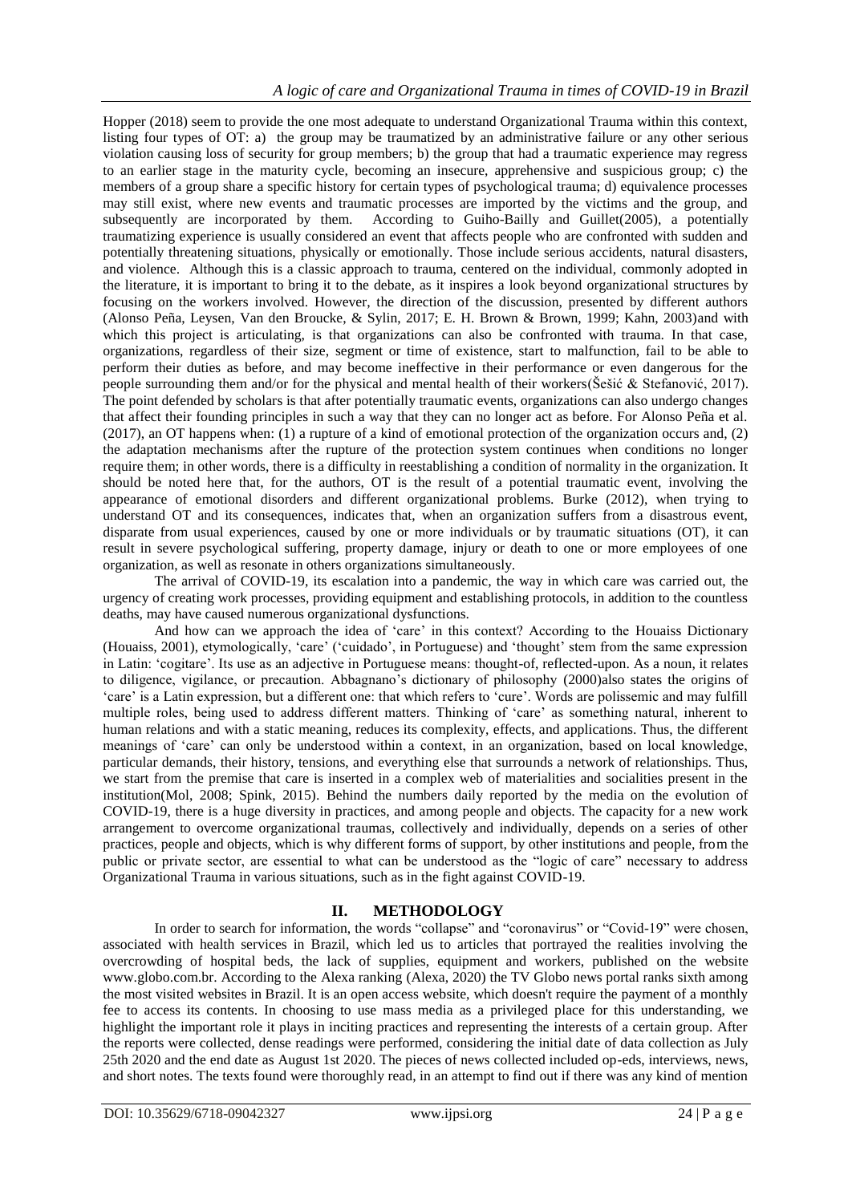Hopper (2018) seem to provide the one most adequate to understand Organizational Trauma within this context, listing four types of OT: a) the group may be traumatized by an administrative failure or any other serious violation causing loss of security for group members; b) the group that had a traumatic experience may regress to an earlier stage in the maturity cycle, becoming an insecure, apprehensive and suspicious group; c) the members of a group share a specific history for certain types of psychological trauma; d) equivalence processes may still exist, where new events and traumatic processes are imported by the victims and the group, and subsequently are incorporated by them. According to Guiho-Bailly and Guillet(2005), a potentially traumatizing experience is usually considered an event that affects people who are confronted with sudden and potentially threatening situations, physically or emotionally. Those include serious accidents, natural disasters, and violence. Although this is a classic approach to trauma, centered on the individual, commonly adopted in the literature, it is important to bring it to the debate, as it inspires a look beyond organizational structures by focusing on the workers involved. However, the direction of the discussion, presented by different authors (Alonso Peña, Leysen, Van den Broucke, & Sylin, 2017; E. H. Brown & Brown, 1999; Kahn, 2003)and with which this project is articulating, is that organizations can also be confronted with trauma. In that case, organizations, regardless of their size, segment or time of existence, start to malfunction, fail to be able to perform their duties as before, and may become ineffective in their performance or even dangerous for the people surrounding them and/or for the physical and mental health of their workers(Šešić & Stefanović, 2017). The point defended by scholars is that after potentially traumatic events, organizations can also undergo changes that affect their founding principles in such a way that they can no longer act as before. For Alonso Peña et al. (2017), an OT happens when: (1) a rupture of a kind of emotional protection of the organization occurs and, (2) the adaptation mechanisms after the rupture of the protection system continues when conditions no longer require them; in other words, there is a difficulty in reestablishing a condition of normality in the organization. It should be noted here that, for the authors, OT is the result of a potential traumatic event, involving the appearance of emotional disorders and different organizational problems. Burke (2012), when trying to understand OT and its consequences, indicates that, when an organization suffers from a disastrous event, disparate from usual experiences, caused by one or more individuals or by traumatic situations (OT), it can result in severe psychological suffering, property damage, injury or death to one or more employees of one organization, as well as resonate in others organizations simultaneously.

The arrival of COVID-19, its escalation into a pandemic, the way in which care was carried out, the urgency of creating work processes, providing equipment and establishing protocols, in addition to the countless deaths, may have caused numerous organizational dysfunctions.

And how can we approach the idea of 'care' in this context? According to the Houaiss Dictionary (Houaiss, 2001), etymologically, 'care' ('cuidado', in Portuguese) and 'thought' stem from the same expression in Latin: 'cogitare'. Its use as an adjective in Portuguese means: thought-of, reflected-upon. As a noun, it relates to diligence, vigilance, or precaution. Abbagnano's dictionary of philosophy (2000)also states the origins of 'care' is a Latin expression, but a different one: that which refers to 'cure'. Words are polissemic and may fulfill multiple roles, being used to address different matters. Thinking of 'care' as something natural, inherent to human relations and with a static meaning, reduces its complexity, effects, and applications. Thus, the different meanings of 'care' can only be understood within a context, in an organization, based on local knowledge, particular demands, their history, tensions, and everything else that surrounds a network of relationships. Thus, we start from the premise that care is inserted in a complex web of materialities and socialities present in the institution(Mol, 2008; Spink, 2015). Behind the numbers daily reported by the media on the evolution of COVID-19, there is a huge diversity in practices, and among people and objects. The capacity for a new work arrangement to overcome organizational traumas, collectively and individually, depends on a series of other practices, people and objects, which is why different forms of support, by other institutions and people, from the public or private sector, are essential to what can be understood as the "logic of care" necessary to address Organizational Trauma in various situations, such as in the fight against COVID-19.

## II. METHODOLOGY

In order to search for information, the words "collapse" and "coronavirus" or "Covid-19" were chosen, associated with health services in Brazil, which led us to articles that portrayed the realities involving the overcrowding of hospital beds, the lack of supplies, equipment and workers, published on the website www.globo.com.br. According to the Alexa ranking (Alexa, 2020) the TV Globo news portal ranks sixth among the most visited websites in Brazil. It is an open access website, which doesn't require the payment of a monthly fee to access its contents. In choosing to use mass media as a privileged place for this understanding, we highlight the important role it plays in inciting practices and representing the interests of a certain group. After the reports were collected, dense readings were performed, considering the initial date of data collection as July 25th 2020 and the end date as August 1st 2020. The pieces of news collected included op-eds, interviews, news, and short notes. The texts found were thoroughly read, in an attempt to find out if there was any kind of mention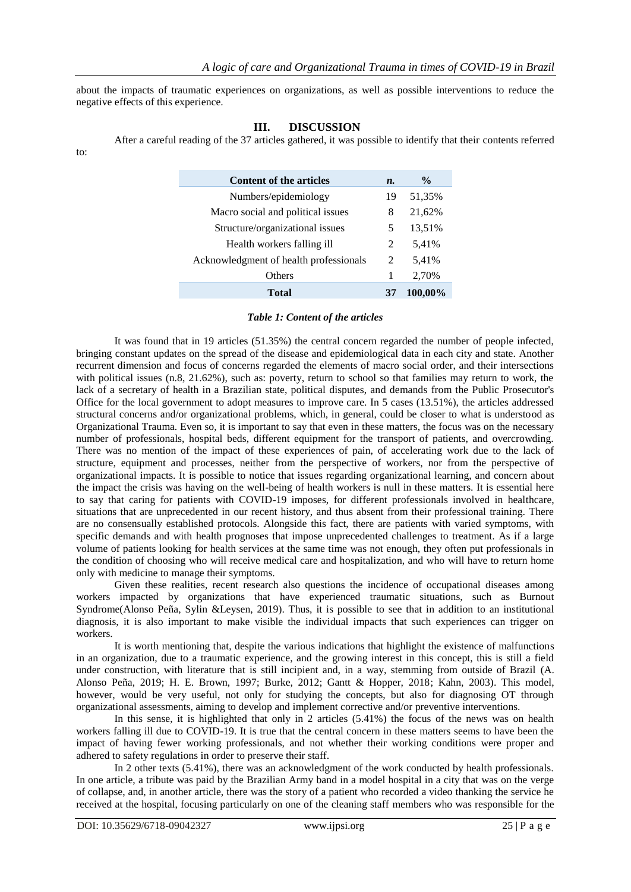about the impacts of traumatic experiences on organizations, as well as possible interventions to reduce the negative effects of this experience.

## III. DISCUSSION

After a careful reading of the 37 articles gathered, it was possible to identify that their contents referred to:

| Content of the articles | n. | % |
|---|---|---|
| Numbers/epidemiology | 19 | 51,35% |
| Macro social and political issues | 8 | 21,62% |
| Structure/organizational issues | 5 | 13,51% |
| Health workers falling ill | 2 | 5,41% |
| Acknowledgment of health professionals | 2 | 5,41% |
| Others | 1 | 2,70% |
| **Total** | **37** | **100,00%** |

***Table 1: Content of the articles***

It was found that in 19 articles (51.35%) the central concern regarded the number of people infected, bringing constant updates on the spread of the disease and epidemiological data in each city and state. Another recurrent dimension and focus of concerns regarded the elements of macro social order, and their intersections with political issues (n.8, 21.62%), such as: poverty, return to school so that families may return to work, the lack of a secretary of health in a Brazilian state, political disputes, and demands from the Public Prosecutor's Office for the local government to adopt measures to improve care. In 5 cases (13.51%), the articles addressed structural concerns and/or organizational problems, which, in general, could be closer to what is understood as Organizational Trauma. Even so, it is important to say that even in these matters, the focus was on the necessary number of professionals, hospital beds, different equipment for the transport of patients, and overcrowding. There was no mention of the impact of these experiences of pain, of accelerating work due to the lack of structure, equipment and processes, neither from the perspective of workers, nor from the perspective of organizational impacts. It is possible to notice that issues regarding organizational learning, and concern about the impact the crisis was having on the well-being of health workers is null in these matters. It is essential here to say that caring for patients with COVID-19 imposes, for different professionals involved in healthcare, situations that are unprecedented in our recent history, and thus absent from their professional training. There are no consensually established protocols. Alongside this fact, there are patients with varied symptoms, with specific demands and with health prognoses that impose unprecedented challenges to treatment. As if a large volume of patients looking for health services at the same time was not enough, they often put professionals in the condition of choosing who will receive medical care and hospitalization, and who will have to return home only with medicine to manage their symptoms.

Given these realities, recent research also questions the incidence of occupational diseases among workers impacted by organizations that have experienced traumatic situations, such as Burnout Syndrome(Alonso Peña, Sylin &Leysen, 2019). Thus, it is possible to see that in addition to an institutional diagnosis, it is also important to make visible the individual impacts that such experiences can trigger on workers.

It is worth mentioning that, despite the various indications that highlight the existence of malfunctions in an organization, due to a traumatic experience, and the growing interest in this concept, this is still a field under construction, with literature that is still incipient and, in a way, stemming from outside of Brazil (A. Alonso Peña, 2019; H. E. Brown, 1997; Burke, 2012; Gantt & Hopper, 2018; Kahn, 2003). This model, however, would be very useful, not only for studying the concepts, but also for diagnosing OT through organizational assessments, aiming to develop and implement corrective and/or preventive interventions.

In this sense, it is highlighted that only in 2 articles (5.41%) the focus of the news was on health workers falling ill due to COVID-19. It is true that the central concern in these matters seems to have been the impact of having fewer working professionals, and not whether their working conditions were proper and adhered to safety regulations in order to preserve their staff.

In 2 other texts (5.41%), there was an acknowledgment of the work conducted by health professionals. In one article, a tribute was paid by the Brazilian Army band in a model hospital in a city that was on the verge of collapse, and, in another article, there was the story of a patient who recorded a video thanking the service he received at the hospital, focusing particularly on one of the cleaning staff members who was responsible for the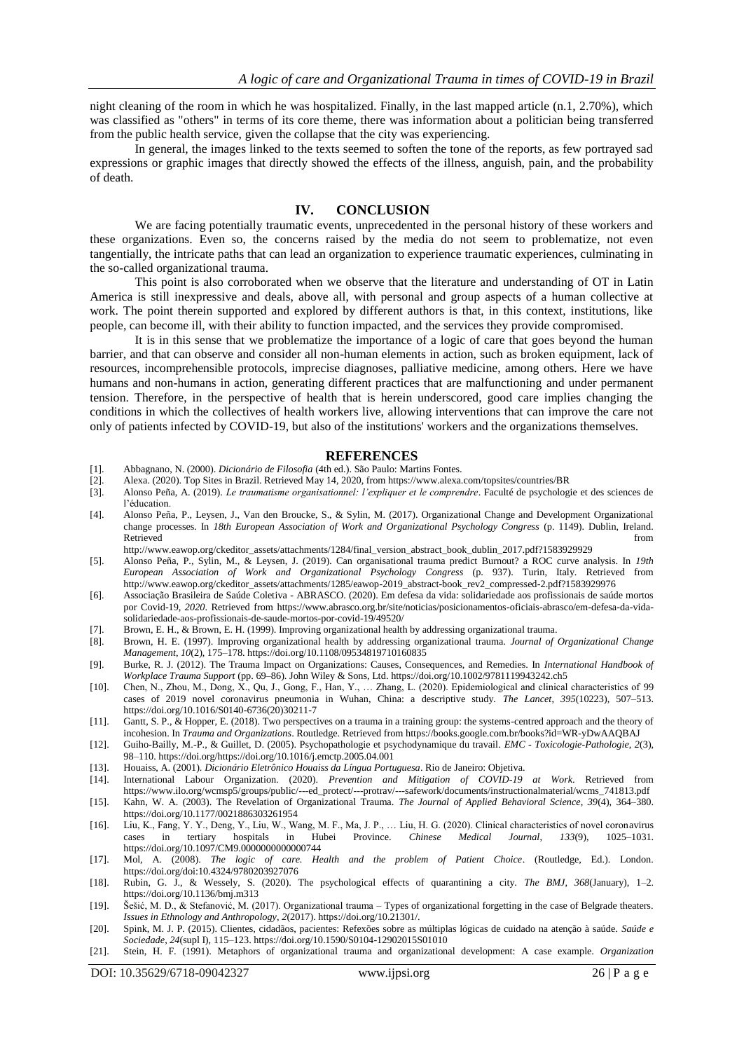night cleaning of the room in which he was hospitalized. Finally, in the last mapped article (n.1, 2.70%), which was classified as "others" in terms of its core theme, there was information about a politician being transferred from the public health service, given the collapse that the city was experiencing.

In general, the images linked to the texts seemed to soften the tone of the reports, as few portrayed sad expressions or graphic images that directly showed the effects of the illness, anguish, pain, and the probability of death.

## IV. CONCLUSION

We are facing potentially traumatic events, unprecedented in the personal history of these workers and these organizations. Even so, the concerns raised by the media do not seem to problematize, not even tangentially, the intricate paths that can lead an organization to experience traumatic experiences, culminating in the so-called organizational trauma.

This point is also corroborated when we observe that the literature and understanding of OT in Latin America is still inexpressive and deals, above all, with personal and group aspects of a human collective at work. The point therein supported and explored by different authors is that, in this context, institutions, like people, can become ill, with their ability to function impacted, and the services they provide compromised.

It is in this sense that we problematize the importance of a logic of care that goes beyond the human barrier, and that can observe and consider all non-human elements in action, such as broken equipment, lack of resources, incomprehensible protocols, imprecise diagnoses, palliative medicine, among others. Here we have humans and non-humans in action, generating different practices that are malfunctioning and under permanent tension. Therefore, in the perspective of health that is herein underscored, good care implies changing the conditions in which the collectives of health workers live, allowing interventions that can improve the care not only of patients infected by COVID-19, but also of the institutions' workers and the organizations themselves.

## REFERENCES

[1]. Abbagnano, N. (2000). *Dicionário de Filosofia* (4th ed.). São Paulo: Martins Fontes.

[2]. Alexa. (2020). Top Sites in Brazil. Retrieved May 14, 2020, from https://www.alexa.com/topsites/countries/BR

[3]. Alonso Peña, A. (2019). *Le traumatisme organisationnel: l'expliquer et le comprendre*. Faculté de psychologie et des sciences de l'éducation.

[4]. Alonso Peña, P., Leysen, J., Van den Broucke, S., & Sylin, M. (2017). Organizational Change and Development Organizational change processes. In *18th European Association of Work and Organizational Psychology Congress* (p. 1149). Dublin, Ireland. Retrieved from http://www.eawop.org/ckeditor_assets/attachments/1284/final_version_abstract_book_dublin_2017.pdf?1583929929

[5]. Alonso Peña, P., Sylin, M., & Leysen, J. (2019). Can organisational trauma predict Burnout? a ROC curve analysis. In *19th European Association of Work and Organizational Psychology Congress* (p. 937). Turin, Italy. Retrieved from http://www.eawop.org/ckeditor_assets/attachments/1285/eawop-2019_abstract-book_rev2_compressed-2.pdf?1583929976

[6]. Associação Brasileira de Saúde Coletiva - ABRASCO. (2020). Em defesa da vida: solidariedade aos profissionais de saúde mortos por Covid-19, *2020*. Retrieved from https://www.abrasco.org.br/site/noticias/posicionamentos-oficiais-abrasco/em-defesa-da-vida-solidariedade-aos-profissionais-de-saude-mortos-por-covid-19/49520/

[7]. Brown, E. H., & Brown, E. H. (1999). Improving organizational health by addressing organizational trauma.

[8]. Brown, H. E. (1997). Improving organizational health by addressing organizational trauma. *Journal of Organizational Change Management*, *10*(2), 175–178. https://doi.org/10.1108/09534819710160835

[9]. Burke, R. J. (2012). The Trauma Impact on Organizations: Causes, Consequences, and Remedies. In *International Handbook of Workplace Trauma Support* (pp. 69–86). John Wiley & Sons, Ltd. https://doi.org/10.1002/9781119943242.ch5

[10]. Chen, N., Zhou, M., Dong, X., Qu, J., Gong, F., Han, Y., … Zhang, L. (2020). Epidemiological and clinical characteristics of 99 cases of 2019 novel coronavirus pneumonia in Wuhan, China: a descriptive study. *The Lancet*, *395*(10223), 507–513. https://doi.org/10.1016/S0140-6736(20)30211-7

[11]. Gantt, S. P., & Hopper, E. (2018). Two perspectives on a trauma in a training group: the systems-centred approach and the theory of incohesion. In *Trauma and Organizations*. Routledge. Retrieved from https://books.google.com.br/books?id=WR-yDwAAQBAJ

[12]. Guiho-Bailly, M.-P., & Guillet, D. (2005). Psychopathologie et psychodynamique du travail. *EMC - Toxicologie-Pathologie*, *2*(3), 98–110. https://doi.org/https://doi.org/10.1016/j.emctp.2005.04.001

[13]. Houaiss, A. (2001). *Dicionário Eletrônico Houaiss da Língua Portuguesa*. Rio de Janeiro: Objetiva.

[14]. International Labour Organization. (2020). *Prevention and Mitigation of COVID-19 at Work*. Retrieved from https://www.ilo.org/wcmsp5/groups/public/---ed_protect/---protrav/---safework/documents/instructionalmaterial/wcms_741813.pdf

[15]. Kahn, W. A. (2003). The Revelation of Organizational Trauma. *The Journal of Applied Behavioral Science*, *39*(4), 364–380. https://doi.org/10.1177/0021886303261954

[16]. Liu, K., Fang, Y. Y., Deng, Y., Liu, W., Wang, M. F., Ma, J. P., … Liu, H. G. (2020). Clinical characteristics of novel coronavirus cases in tertiary hospitals in Hubei Province. *Chinese Medical Journal*, *133*(9), 1025–1031. https://doi.org/10.1097/CM9.0000000000000744

[17]. Mol, A. (2008). *The logic of care. Health and the problem of Patient Choice*. (Routledge, Ed.). London. https://doi.org/doi:10.4324/9780203927076

[18]. Rubin, G. J., & Wessely, S. (2020). The psychological effects of quarantining a city. *The BMJ*, *368*(January), 1–2. https://doi.org/10.1136/bmj.m313

[19]. Šešić, M. D., & Stefanović, M. (2017). Organizational trauma – Types of organizational forgetting in the case of Belgrade theaters. *Issues in Ethnology and Anthropology*, *2*(2017). https://doi.org/10.21301/.

[20]. Spink, M. J. P. (2015). Clientes, cidadãos, pacientes: Refexões sobre as múltiplas lógicas de cuidado na atenção à saúde. *Saúde e Sociedade*, *24*(supl I), 115–123. https://doi.org/10.1590/S0104-12902015S01010

[21]. Stein, H. F. (1991). Metaphors of organizational trauma and organizational development: A case example. *Organization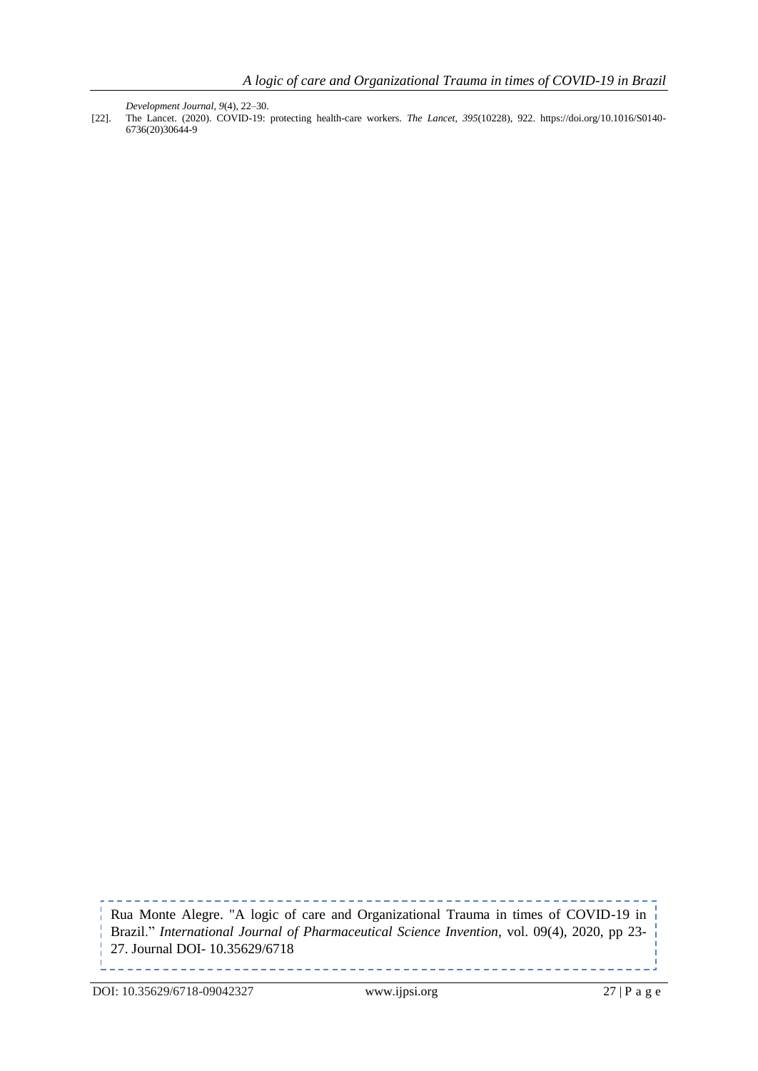*Development Journal*, *9*(4), 22–30.

[22]. The Lancet. (2020). COVID-19: protecting health-care workers. *The Lancet*, *395*(10228), 922. https://doi.org/10.1016/S0140-6736(20)30644-9

Rua Monte Alegre. "A logic of care and Organizational Trauma in times of COVID-19 in Brazil." *International Journal of Pharmaceutical Science Invention*, vol. 09(4), 2020, pp 23-27. Journal DOI- 10.35629/6718